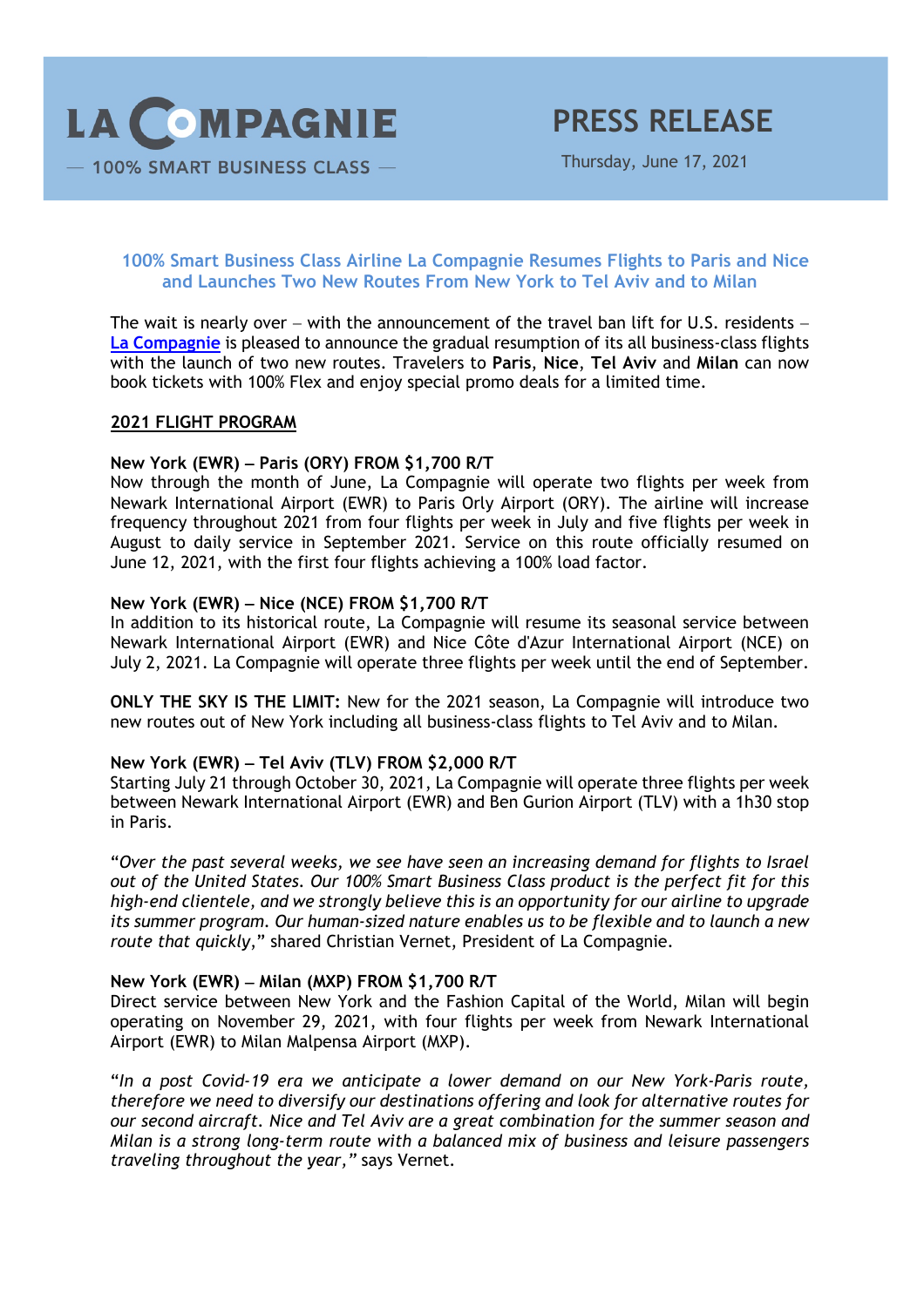LA COMPAGNIE

— 100% SMART BUSINESS CLASS —

# PRESS RELEASE

Thursday, June 17, 2021

## 100% Smart Business Class Airline La Compagnie Resumes Flights to Paris and Nice and Launches Two New Routes From New York to Tel Aviv and to Milan

The wait is nearly over – with the announcement of the travel ban lift for U.S. residents – [La Compagnie]() is pleased to announce the gradual resumption of its all business-class flights with the launch of two new routes. Travelers to **Paris**, **Nice**, **Tel Aviv** and **Milan** can now book tickets with 100% Flex and enjoy special promo deals for a limited time.

### 2021 FLIGHT PROGRAM

**New York (EWR) – Paris (ORY) FROM $1,700 R/T**
Now through the month of June, La Compagnie will operate two flights per week from Newark International Airport (EWR) to Paris Orly Airport (ORY). The airline will increase frequency throughout 2021 from four flights per week in July and five flights per week in August to daily service in September 2021. Service on this route officially resumed on June 12, 2021, with the first four flights achieving a 100% load factor.

**New York (EWR) – Nice (NCE) FROM $1,700 R/T**
In addition to its historical route, La Compagnie will resume its seasonal service between Newark International Airport (EWR) and Nice Côte d'Azur International Airport (NCE) on July 2, 2021. La Compagnie will operate three flights per week until the end of September.

**ONLY THE SKY IS THE LIMIT:** New for the 2021 season, La Compagnie will introduce two new routes out of New York including all business-class flights to Tel Aviv and to Milan.

**New York (EWR) – Tel Aviv (TLV) FROM $2,000 R/T**
Starting July 21 through October 30, 2021, La Compagnie will operate three flights per week between Newark International Airport (EWR) and Ben Gurion Airport (TLV) with a 1h30 stop in Paris.

"*Over the past several weeks, we see have seen an increasing demand for flights to Israel out of the United States. Our 100% Smart Business Class product is the perfect fit for this high-end clientele, and we strongly believe this is an opportunity for our airline to upgrade its summer program. Our human-sized nature enables us to be flexible and to launch a new route that quickly*," shared Christian Vernet, President of La Compagnie.

**New York (EWR) – Milan (MXP) FROM $1,700 R/T**
Direct service between New York and the Fashion Capital of the World, Milan will begin operating on November 29, 2021, with four flights per week from Newark International Airport (EWR) to Milan Malpensa Airport (MXP).

"*In a post Covid-19 era we anticipate a lower demand on our New York-Paris route, therefore we need to diversify our destinations offering and look for alternative routes for our second aircraft. Nice and Tel Aviv are a great combination for the summer season and Milan is a strong long-term route with a balanced mix of business and leisure passengers traveling throughout the year,*" says Vernet.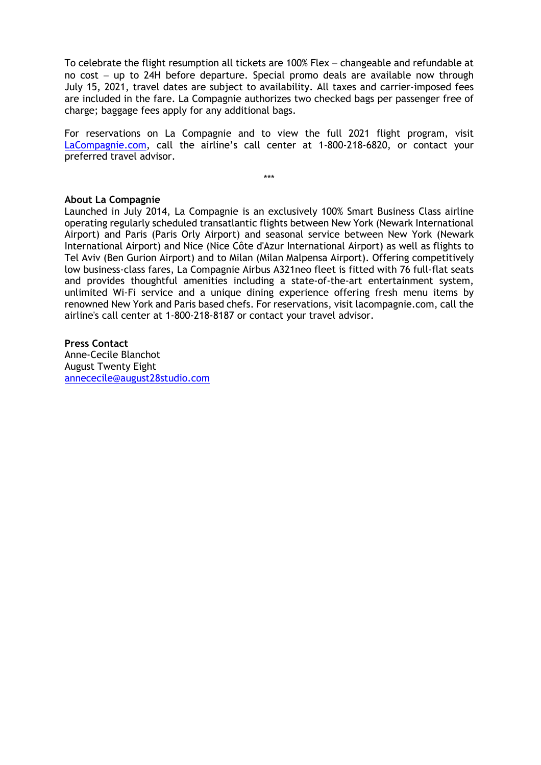To celebrate the flight resumption all tickets are 100% Flex – changeable and refundable at no cost – up to 24H before departure. Special promo deals are available now through July 15, 2021, travel dates are subject to availability. All taxes and carrier-imposed fees are included in the fare. La Compagnie authorizes two checked bags per passenger free of charge; baggage fees apply for any additional bags.

For reservations on La Compagnie and to view the full 2021 flight program, visit LaCompagnie.com, call the airline's call center at 1-800-218-6820, or contact your preferred travel advisor.

***

**About La Compagnie**
Launched in July 2014, La Compagnie is an exclusively 100% Smart Business Class airline operating regularly scheduled transatlantic flights between New York (Newark International Airport) and Paris (Paris Orly Airport) and seasonal service between New York (Newark International Airport) and Nice (Nice Côte d'Azur International Airport) as well as flights to Tel Aviv (Ben Gurion Airport) and to Milan (Milan Malpensa Airport). Offering competitively low business-class fares, La Compagnie Airbus A321neo fleet is fitted with 76 full-flat seats and provides thoughtful amenities including a state-of-the-art entertainment system, unlimited Wi-Fi service and a unique dining experience offering fresh menu items by renowned New York and Paris based chefs. For reservations, visit lacompagnie.com, call the airline's call center at 1-800-218-8187 or contact your travel advisor.

**Press Contact**
Anne-Cecile Blanchot
August Twenty Eight
annececile@august28studio.com